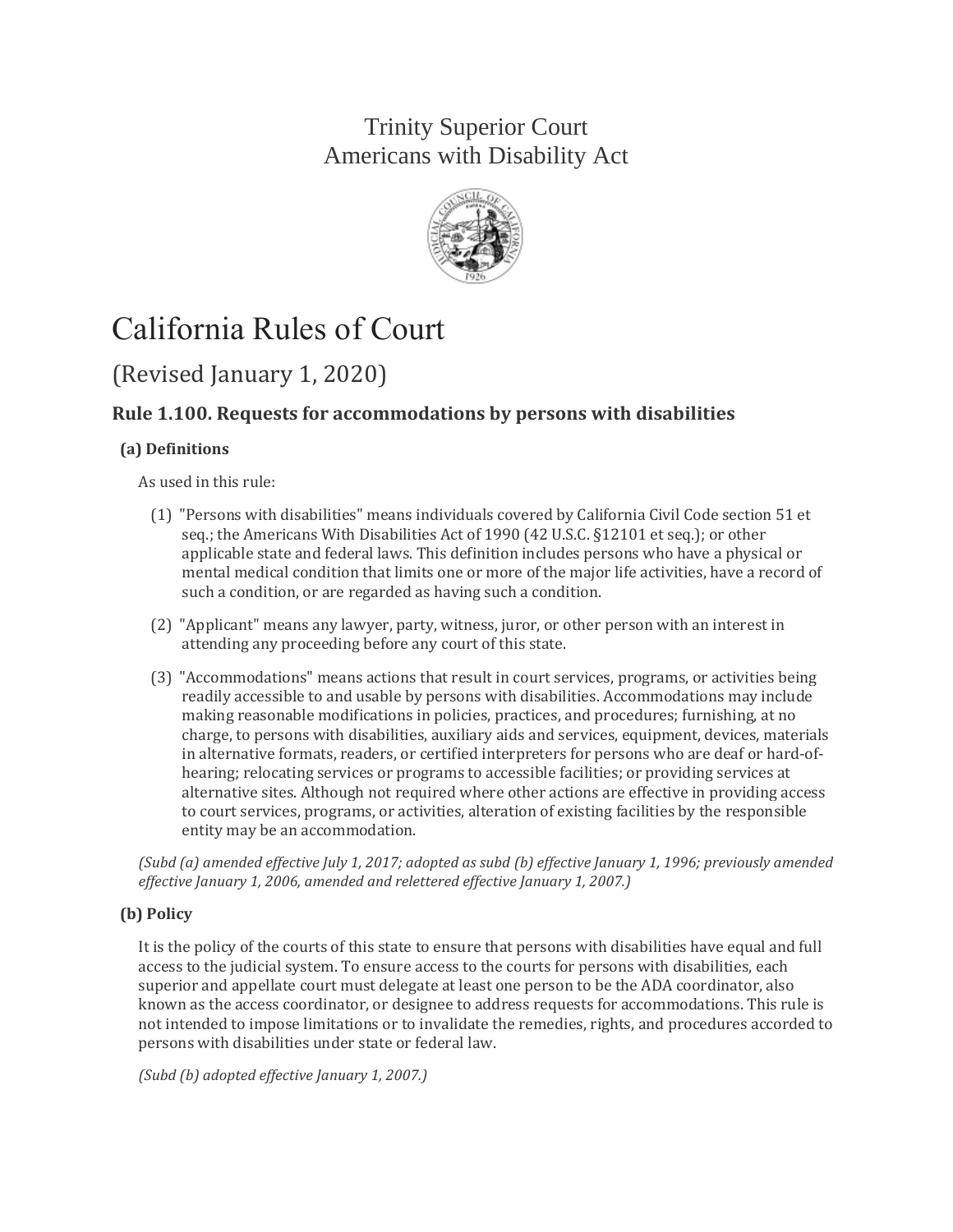Trinity Superior Court
Americans with Disability Act

# California Rules of Court

## (Revised January 1, 2020)

### Rule 1.100. Requests for accommodations by persons with disabilities

**(a) Definitions**

As used in this rule:

(1) "Persons with disabilities" means individuals covered by California Civil Code section 51 et seq.; the Americans With Disabilities Act of 1990 (42 U.S.C. §12101 et seq.); or other applicable state and federal laws. This definition includes persons who have a physical or mental medical condition that limits one or more of the major life activities, have a record of such a condition, or are regarded as having such a condition.

(2) "Applicant" means any lawyer, party, witness, juror, or other person with an interest in attending any proceeding before any court of this state.

(3) "Accommodations" means actions that result in court services, programs, or activities being readily accessible to and usable by persons with disabilities. Accommodations may include making reasonable modifications in policies, practices, and procedures; furnishing, at no charge, to persons with disabilities, auxiliary aids and services, equipment, devices, materials in alternative formats, readers, or certified interpreters for persons who are deaf or hard-of-hearing; relocating services or programs to accessible facilities; or providing services at alternative sites. Although not required where other actions are effective in providing access to court services, programs, or activities, alteration of existing facilities by the responsible entity may be an accommodation.

*(Subd (a) amended effective July 1, 2017; adopted as subd (b) effective January 1, 1996; previously amended effective January 1, 2006, amended and relettered effective January 1, 2007.)*

**(b) Policy**

It is the policy of the courts of this state to ensure that persons with disabilities have equal and full access to the judicial system. To ensure access to the courts for persons with disabilities, each superior and appellate court must delegate at least one person to be the ADA coordinator, also known as the access coordinator, or designee to address requests for accommodations. This rule is not intended to impose limitations or to invalidate the remedies, rights, and procedures accorded to persons with disabilities under state or federal law.

*(Subd (b) adopted effective January 1, 2007.)*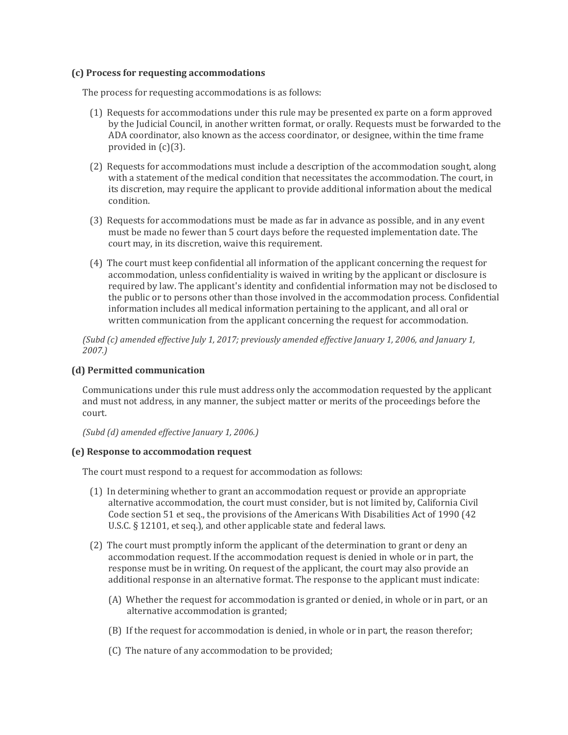**(c) Process for requesting accommodations**

The process for requesting accommodations is as follows:

(1) Requests for accommodations under this rule may be presented ex parte on a form approved by the Judicial Council, in another written format, or orally. Requests must be forwarded to the ADA coordinator, also known as the access coordinator, or designee, within the time frame provided in (c)(3).

(2) Requests for accommodations must include a description of the accommodation sought, along with a statement of the medical condition that necessitates the accommodation. The court, in its discretion, may require the applicant to provide additional information about the medical condition.

(3) Requests for accommodations must be made as far in advance as possible, and in any event must be made no fewer than 5 court days before the requested implementation date. The court may, in its discretion, waive this requirement.

(4) The court must keep confidential all information of the applicant concerning the request for accommodation, unless confidentiality is waived in writing by the applicant or disclosure is required by law. The applicant's identity and confidential information may not be disclosed to the public or to persons other than those involved in the accommodation process. Confidential information includes all medical information pertaining to the applicant, and all oral or written communication from the applicant concerning the request for accommodation.

*(Subd (c) amended effective July 1, 2017; previously amended effective January 1, 2006, and January 1, 2007.)*

**(d) Permitted communication**

Communications under this rule must address only the accommodation requested by the applicant and must not address, in any manner, the subject matter or merits of the proceedings before the court.

*(Subd (d) amended effective January 1, 2006.)*

**(e) Response to accommodation request**

The court must respond to a request for accommodation as follows:

(1) In determining whether to grant an accommodation request or provide an appropriate alternative accommodation, the court must consider, but is not limited by, California Civil Code section 51 et seq., the provisions of the Americans With Disabilities Act of 1990 (42 U.S.C. § 12101, et seq.), and other applicable state and federal laws.

(2) The court must promptly inform the applicant of the determination to grant or deny an accommodation request. If the accommodation request is denied in whole or in part, the response must be in writing. On request of the applicant, the court may also provide an additional response in an alternative format. The response to the applicant must indicate:

(A) Whether the request for accommodation is granted or denied, in whole or in part, or an alternative accommodation is granted;

(B) If the request for accommodation is denied, in whole or in part, the reason therefor;

(C) The nature of any accommodation to be provided;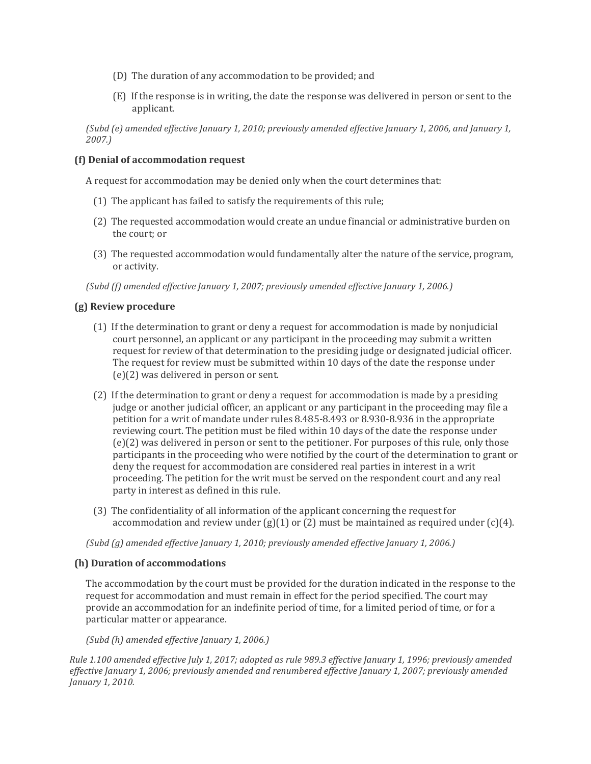(D) The duration of any accommodation to be provided; and

(E) If the response is in writing, the date the response was delivered in person or sent to the applicant.

*(Subd (e) amended effective January 1, 2010; previously amended effective January 1, 2006, and January 1, 2007.)*

**(f) Denial of accommodation request**

A request for accommodation may be denied only when the court determines that:

(1) The applicant has failed to satisfy the requirements of this rule;

(2) The requested accommodation would create an undue financial or administrative burden on the court; or

(3) The requested accommodation would fundamentally alter the nature of the service, program, or activity.

*(Subd (f) amended effective January 1, 2007; previously amended effective January 1, 2006.)*

**(g) Review procedure**

(1) If the determination to grant or deny a request for accommodation is made by nonjudicial court personnel, an applicant or any participant in the proceeding may submit a written request for review of that determination to the presiding judge or designated judicial officer. The request for review must be submitted within 10 days of the date the response under (e)(2) was delivered in person or sent.

(2) If the determination to grant or deny a request for accommodation is made by a presiding judge or another judicial officer, an applicant or any participant in the proceeding may file a petition for a writ of mandate under rules 8.485-8.493 or 8.930-8.936 in the appropriate reviewing court. The petition must be filed within 10 days of the date the response under (e)(2) was delivered in person or sent to the petitioner. For purposes of this rule, only those participants in the proceeding who were notified by the court of the determination to grant or deny the request for accommodation are considered real parties in interest in a writ proceeding. The petition for the writ must be served on the respondent court and any real party in interest as defined in this rule.

(3) The confidentiality of all information of the applicant concerning the request for accommodation and review under (g)(1) or (2) must be maintained as required under (c)(4).

*(Subd (g) amended effective January 1, 2010; previously amended effective January 1, 2006.)*

**(h) Duration of accommodations**

The accommodation by the court must be provided for the duration indicated in the response to the request for accommodation and must remain in effect for the period specified. The court may provide an accommodation for an indefinite period of time, for a limited period of time, or for a particular matter or appearance.

*(Subd (h) amended effective January 1, 2006.)*

*Rule 1.100 amended effective July 1, 2017; adopted as rule 989.3 effective January 1, 1996; previously amended effective January 1, 2006; previously amended and renumbered effective January 1, 2007; previously amended January 1, 2010.*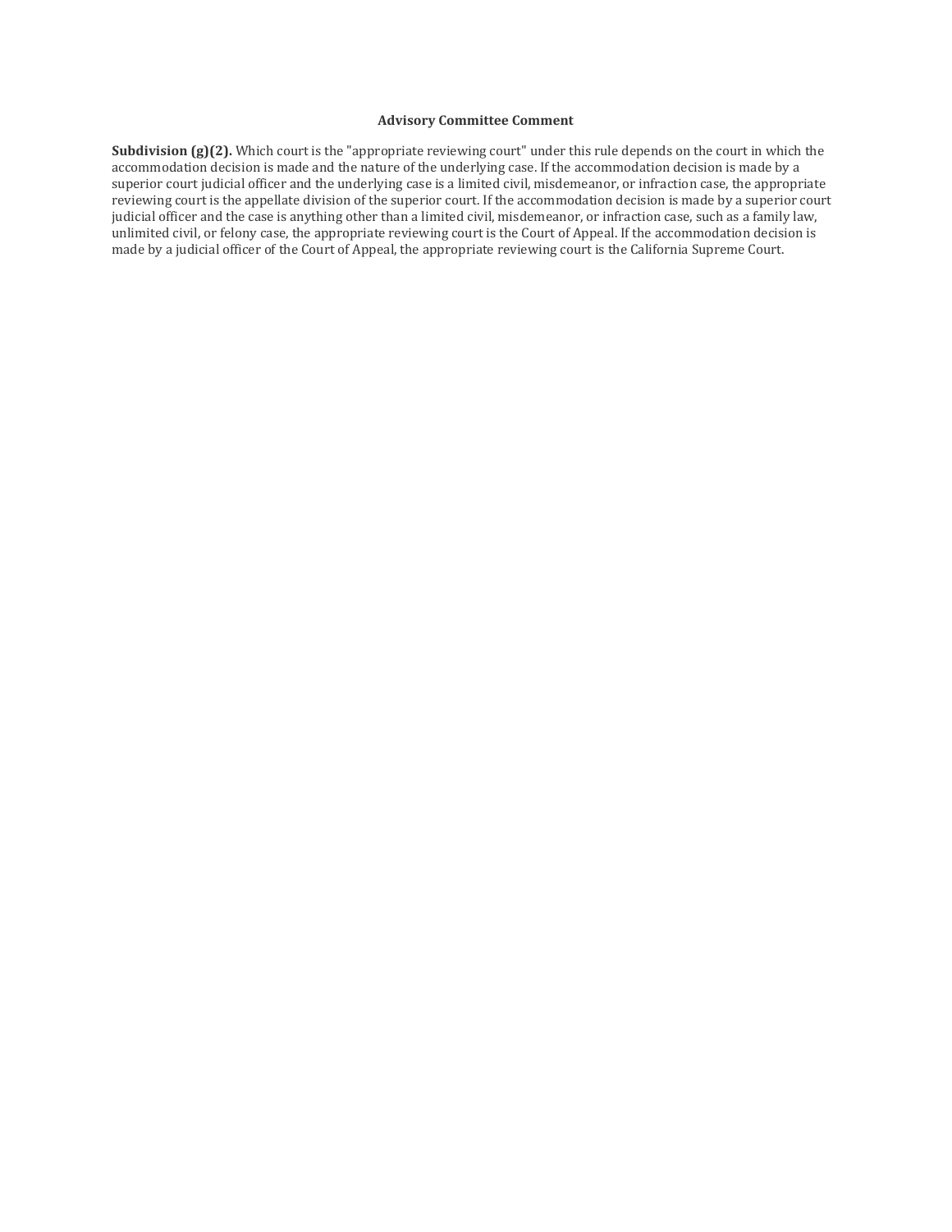**Advisory Committee Comment**

**Subdivision (g)(2).** Which court is the "appropriate reviewing court" under this rule depends on the court in which the accommodation decision is made and the nature of the underlying case. If the accommodation decision is made by a superior court judicial officer and the underlying case is a limited civil, misdemeanor, or infraction case, the appropriate reviewing court is the appellate division of the superior court. If the accommodation decision is made by a superior court judicial officer and the case is anything other than a limited civil, misdemeanor, or infraction case, such as a family law, unlimited civil, or felony case, the appropriate reviewing court is the Court of Appeal. If the accommodation decision is made by a judicial officer of the Court of Appeal, the appropriate reviewing court is the California Supreme Court.